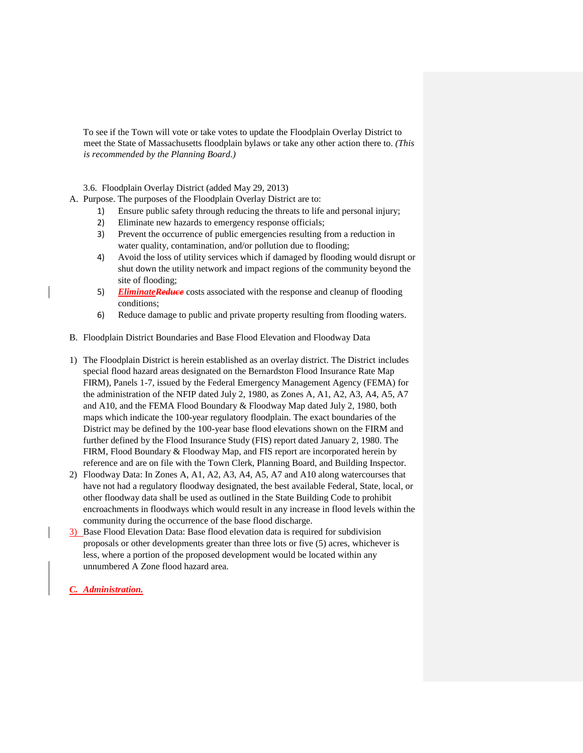To see if the Town will vote or take votes to update the Floodplain Overlay District to meet the State of Massachusetts floodplain bylaws or take any other action there to. *(This is recommended by the Planning Board.)*

3.6. Floodplain Overlay District (added May 29, 2013)

A. Purpose. The purposes of the Floodplain Overlay District are to:

1) Ensure public safety through reducing the threats to life and personal injury;
2) Eliminate new hazards to emergency response officials;
3) Prevent the occurrence of public emergencies resulting from a reduction in water quality, contamination, and/or pollution due to flooding;
4) Avoid the loss of utility services which if damaged by flooding would disrupt or shut down the utility network and impact regions of the community beyond the site of flooding;
5) ***Eliminate****~~Reduce~~* costs associated with the response and cleanup of flooding conditions;
6) Reduce damage to public and private property resulting from flooding waters.

B. Floodplain District Boundaries and Base Flood Elevation and Floodway Data

1) The Floodplain District is herein established as an overlay district. The District includes special flood hazard areas designated on the Bernardston Flood Insurance Rate Map FIRM), Panels 1-7, issued by the Federal Emergency Management Agency (FEMA) for the administration of the NFIP dated July 2, 1980, as Zones A, A1, A2, A3, A4, A5, A7 and A10, and the FEMA Flood Boundary & Floodway Map dated July 2, 1980, both maps which indicate the 100-year regulatory floodplain. The exact boundaries of the District may be defined by the 100-year base flood elevations shown on the FIRM and further defined by the Flood Insurance Study (FIS) report dated January 2, 1980. The FIRM, Flood Boundary & Floodway Map, and FIS report are incorporated herein by reference and are on file with the Town Clerk, Planning Board, and Building Inspector.
2) Floodway Data: In Zones A, A1, A2, A3, A4, A5, A7 and A10 along watercourses that have not had a regulatory floodway designated, the best available Federal, State, local, or other floodway data shall be used as outlined in the State Building Code to prohibit encroachments in floodways which would result in any increase in flood levels within the community during the occurrence of the base flood discharge.
3) Base Flood Elevation Data: Base flood elevation data is required for subdivision proposals or other developments greater than three lots or five (5) acres, whichever is less, where a portion of the proposed development would be located within any unnumbered A Zone flood hazard area.

***C. Administration.***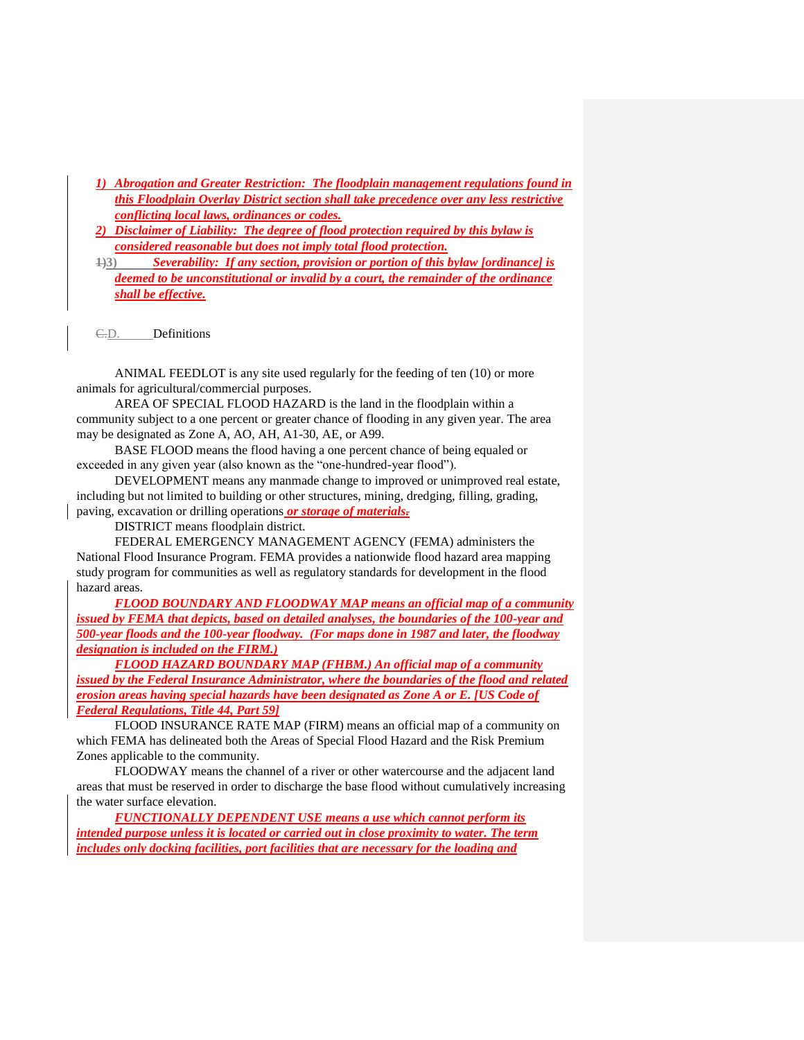1) *Abrogation and Greater Restriction: The floodplain management regulations found in this Floodplain Overlay District section shall take precedence over any less restrictive conflicting local laws, ordinances or codes.*
2) *Disclaimer of Liability: The degree of flood protection required by this bylaw is considered reasonable but does not imply total flood protection.*
3) *Severability: If any section, provision or portion of this bylaw [ordinance] is deemed to be unconstitutional or invalid by a court, the remainder of the ordinance shall be effective.*

D. Definitions

ANIMAL FEEDLOT is any site used regularly for the feeding of ten (10) or more animals for agricultural/commercial purposes.

AREA OF SPECIAL FLOOD HAZARD is the land in the floodplain within a community subject to a one percent or greater chance of flooding in any given year. The area may be designated as Zone A, AO, AH, A1-30, AE, or A99.

BASE FLOOD means the flood having a one percent chance of being equaled or exceeded in any given year (also known as the "one-hundred-year flood").

DEVELOPMENT means any manmade change to improved or unimproved real estate, including but not limited to building or other structures, mining, dredging, filling, grading, paving, excavation or drilling operations *or storage of materials.*

DISTRICT means floodplain district.

FEDERAL EMERGENCY MANAGEMENT AGENCY (FEMA) administers the National Flood Insurance Program. FEMA provides a nationwide flood hazard area mapping study program for communities as well as regulatory standards for development in the flood hazard areas.

*FLOOD BOUNDARY AND FLOODWAY MAP means an official map of a community issued by FEMA that depicts, based on detailed analyses, the boundaries of the 100-year and 500-year floods and the 100-year floodway. (For maps done in 1987 and later, the floodway designation is included on the FIRM.)*

*FLOOD HAZARD BOUNDARY MAP (FHBM.) An official map of a community issued by the Federal Insurance Administrator, where the boundaries of the flood and related erosion areas having special hazards have been designated as Zone A or E. [US Code of Federal Regulations, Title 44, Part 59]*

FLOOD INSURANCE RATE MAP (FIRM) means an official map of a community on which FEMA has delineated both the Areas of Special Flood Hazard and the Risk Premium Zones applicable to the community.

FLOODWAY means the channel of a river or other watercourse and the adjacent land areas that must be reserved in order to discharge the base flood without cumulatively increasing the water surface elevation.

*FUNCTIONALLY DEPENDENT USE means a use which cannot perform its intended purpose unless it is located or carried out in close proximity to water. The term includes only docking facilities, port facilities that are necessary for the loading and*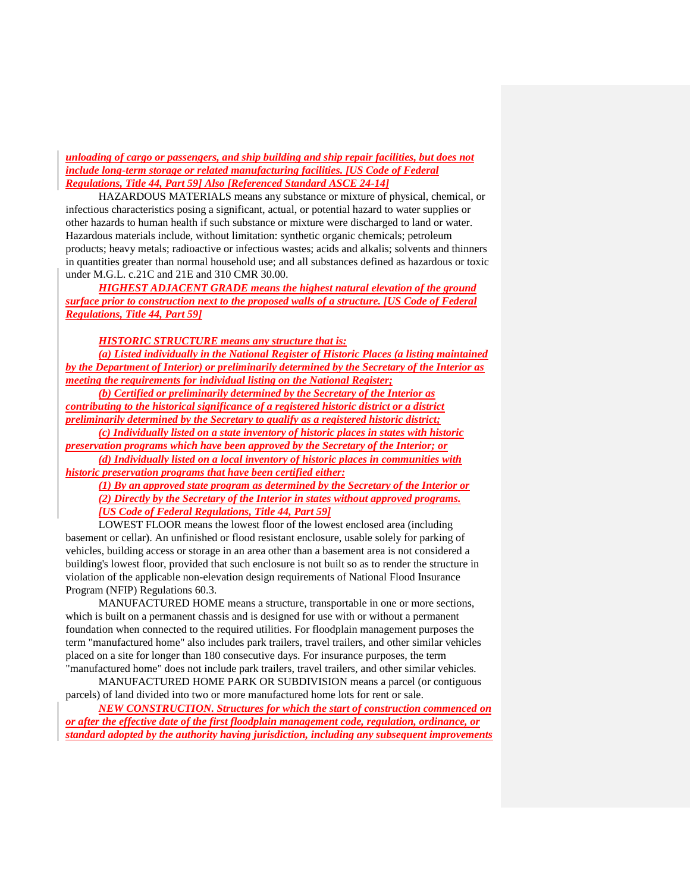***unloading of cargo or passengers, and ship building and ship repair facilities, but does not include long-term storage or related manufacturing facilities. [US Code of Federal Regulations, Title 44, Part 59] Also [Referenced Standard ASCE 24-14]***

HAZARDOUS MATERIALS means any substance or mixture of physical, chemical, or infectious characteristics posing a significant, actual, or potential hazard to water supplies or other hazards to human health if such substance or mixture were discharged to land or water. Hazardous materials include, without limitation: synthetic organic chemicals; petroleum products; heavy metals; radioactive or infectious wastes; acids and alkalis; solvents and thinners in quantities greater than normal household use; and all substances defined as hazardous or toxic under M.G.L. c.21C and 21E and 310 CMR 30.00.

***HIGHEST ADJACENT GRADE means the highest natural elevation of the ground surface prior to construction next to the proposed walls of a structure. [US Code of Federal Regulations, Title 44, Part 59]***

***HISTORIC STRUCTURE means any structure that is:***

***(a) Listed individually in the National Register of Historic Places (a listing maintained by the Department of Interior) or preliminarily determined by the Secretary of the Interior as meeting the requirements for individual listing on the National Register;***

***(b) Certified or preliminarily determined by the Secretary of the Interior as contributing to the historical significance of a registered historic district or a district preliminarily determined by the Secretary to qualify as a registered historic district;***

***(c) Individually listed on a state inventory of historic places in states with historic preservation programs which have been approved by the Secretary of the Interior; or***

***(d) Individually listed on a local inventory of historic places in communities with historic preservation programs that have been certified either:***

***(1) By an approved state program as determined by the Secretary of the Interior or***

***(2) Directly by the Secretary of the Interior in states without approved programs.***

***[US Code of Federal Regulations, Title 44, Part 59]***

LOWEST FLOOR means the lowest floor of the lowest enclosed area (including basement or cellar). An unfinished or flood resistant enclosure, usable solely for parking of vehicles, building access or storage in an area other than a basement area is not considered a building's lowest floor, provided that such enclosure is not built so as to render the structure in violation of the applicable non-elevation design requirements of National Flood Insurance Program (NFIP) Regulations 60.3.

MANUFACTURED HOME means a structure, transportable in one or more sections, which is built on a permanent chassis and is designed for use with or without a permanent foundation when connected to the required utilities. For floodplain management purposes the term "manufactured home" also includes park trailers, travel trailers, and other similar vehicles placed on a site for longer than 180 consecutive days. For insurance purposes, the term "manufactured home" does not include park trailers, travel trailers, and other similar vehicles.

MANUFACTURED HOME PARK OR SUBDIVISION means a parcel (or contiguous parcels) of land divided into two or more manufactured home lots for rent or sale.

***NEW CONSTRUCTION. Structures for which the start of construction commenced on or after the effective date of the first floodplain management code, regulation, ordinance, or standard adopted by the authority having jurisdiction, including any subsequent improvements***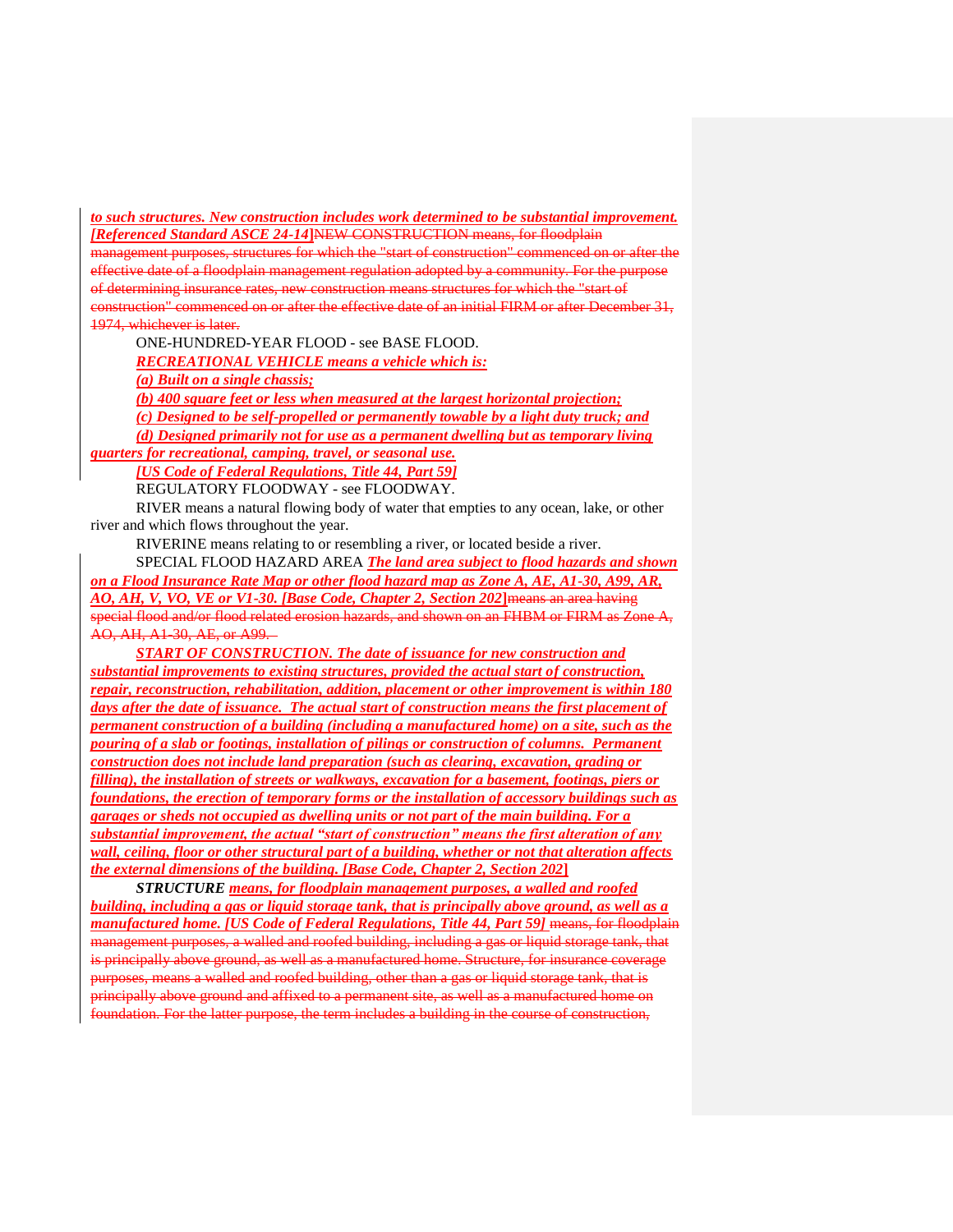***to such structures. New construction includes work determined to be substantial improvement. [Referenced Standard ASCE 24-14]***~~NEW CONSTRUCTION means, for floodplain management purposes, structures for which the "start of construction" commenced on or after the effective date of a floodplain management regulation adopted by a community. For the purpose of determining insurance rates, new construction means structures for which the "start of construction" commenced on or after the effective date of an initial FIRM or after December 31, 1974, whichever is later.~~

ONE-HUNDRED-YEAR FLOOD - see BASE FLOOD.

***RECREATIONAL VEHICLE means a vehicle which is:***

***(a) Built on a single chassis;***

***(b) 400 square feet or less when measured at the largest horizontal projection;***

***(c) Designed to be self-propelled or permanently towable by a light duty truck; and***

***(d) Designed primarily not for use as a permanent dwelling but as temporary living quarters for recreational, camping, travel, or seasonal use.***

***[US Code of Federal Regulations, Title 44, Part 59]***

REGULATORY FLOODWAY - see FLOODWAY.

RIVER means a natural flowing body of water that empties to any ocean, lake, or other river and which flows throughout the year.

RIVERINE means relating to or resembling a river, or located beside a river.

SPECIAL FLOOD HAZARD AREA ***The land area subject to flood hazards and shown on a Flood Insurance Rate Map or other flood hazard map as Zone A, AE, A1-30, A99, AR, AO, AH, V, VO, VE or V1-30. [Base Code, Chapter 2, Section 202]***~~means an area having special flood and/or flood related erosion hazards, and shown on an FHBM or FIRM as Zone A, AO, AH, A1-30, AE, or A99.~~

***START OF CONSTRUCTION. The date of issuance for new construction and substantial improvements to existing structures, provided the actual start of construction, repair, reconstruction, rehabilitation, addition, placement or other improvement is within 180 days after the date of issuance. The actual start of construction means the first placement of permanent construction of a building (including a manufactured home) on a site, such as the pouring of a slab or footings, installation of pilings or construction of columns. Permanent construction does not include land preparation (such as clearing, excavation, grading or filling), the installation of streets or walkways, excavation for a basement, footings, piers or foundations, the erection of temporary forms or the installation of accessory buildings such as garages or sheds not occupied as dwelling units or not part of the main building. For a substantial improvement, the actual "start of construction" means the first alteration of any wall, ceiling, floor or other structural part of a building, whether or not that alteration affects the external dimensions of the building. [Base Code, Chapter 2, Section 202]***

***STRUCTURE means, for floodplain management purposes, a walled and roofed building, including a gas or liquid storage tank, that is principally above ground, as well as a manufactured home. [US Code of Federal Regulations, Title 44, Part 59]*** ~~means, for floodplain management purposes, a walled and roofed building, including a gas or liquid storage tank, that is principally above ground, as well as a manufactured home. Structure, for insurance coverage purposes, means a walled and roofed building, other than a gas or liquid storage tank, that is principally above ground and affixed to a permanent site, as well as a manufactured home on foundation. For the latter purpose, the term includes a building in the course of construction,~~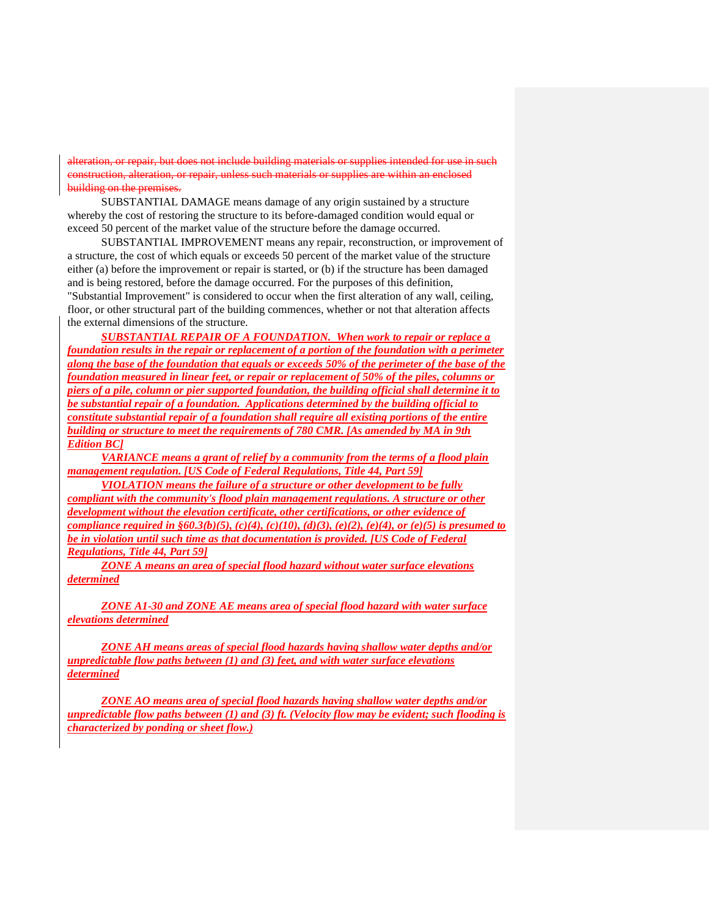~~alteration, or repair, but does not include building materials or supplies intended for use in such construction, alteration, or repair, unless such materials or supplies are within an enclosed building on the premises.~~

SUBSTANTIAL DAMAGE means damage of any origin sustained by a structure whereby the cost of restoring the structure to its before-damaged condition would equal or exceed 50 percent of the market value of the structure before the damage occurred.

SUBSTANTIAL IMPROVEMENT means any repair, reconstruction, or improvement of a structure, the cost of which equals or exceeds 50 percent of the market value of the structure either (a) before the improvement or repair is started, or (b) if the structure has been damaged and is being restored, before the damage occurred. For the purposes of this definition, "Substantial Improvement" is considered to occur when the first alteration of any wall, ceiling, floor, or other structural part of the building commences, whether or not that alteration affects the external dimensions of the structure.

***SUBSTANTIAL REPAIR OF A FOUNDATION. When work to repair or replace a foundation results in the repair or replacement of a portion of the foundation with a perimeter along the base of the foundation that equals or exceeds 50% of the perimeter of the base of the foundation measured in linear feet, or repair or replacement of 50% of the piles, columns or piers of a pile, column or pier supported foundation, the building official shall determine it to be substantial repair of a foundation. Applications determined by the building official to constitute substantial repair of a foundation shall require all existing portions of the entire building or structure to meet the requirements of 780 CMR. [As amended by MA in 9th Edition BC]***

***VARIANCE means a grant of relief by a community from the terms of a flood plain management regulation. [US Code of Federal Regulations, Title 44, Part 59]***

***VIOLATION means the failure of a structure or other development to be fully compliant with the community's flood plain management regulations. A structure or other development without the elevation certificate, other certifications, or other evidence of compliance required in §60.3(b)(5), (c)(4), (c)(10), (d)(3), (e)(2), (e)(4), or (e)(5) is presumed to be in violation until such time as that documentation is provided. [US Code of Federal Regulations, Title 44, Part 59]***

***ZONE A means an area of special flood hazard without water surface elevations determined***

***ZONE A1-30 and ZONE AE means area of special flood hazard with water surface elevations determined***

***ZONE AH means areas of special flood hazards having shallow water depths and/or unpredictable flow paths between (1) and (3) feet, and with water surface elevations determined***

***ZONE AO means area of special flood hazards having shallow water depths and/or unpredictable flow paths between (1) and (3) ft. (Velocity flow may be evident; such flooding is characterized by ponding or sheet flow.)***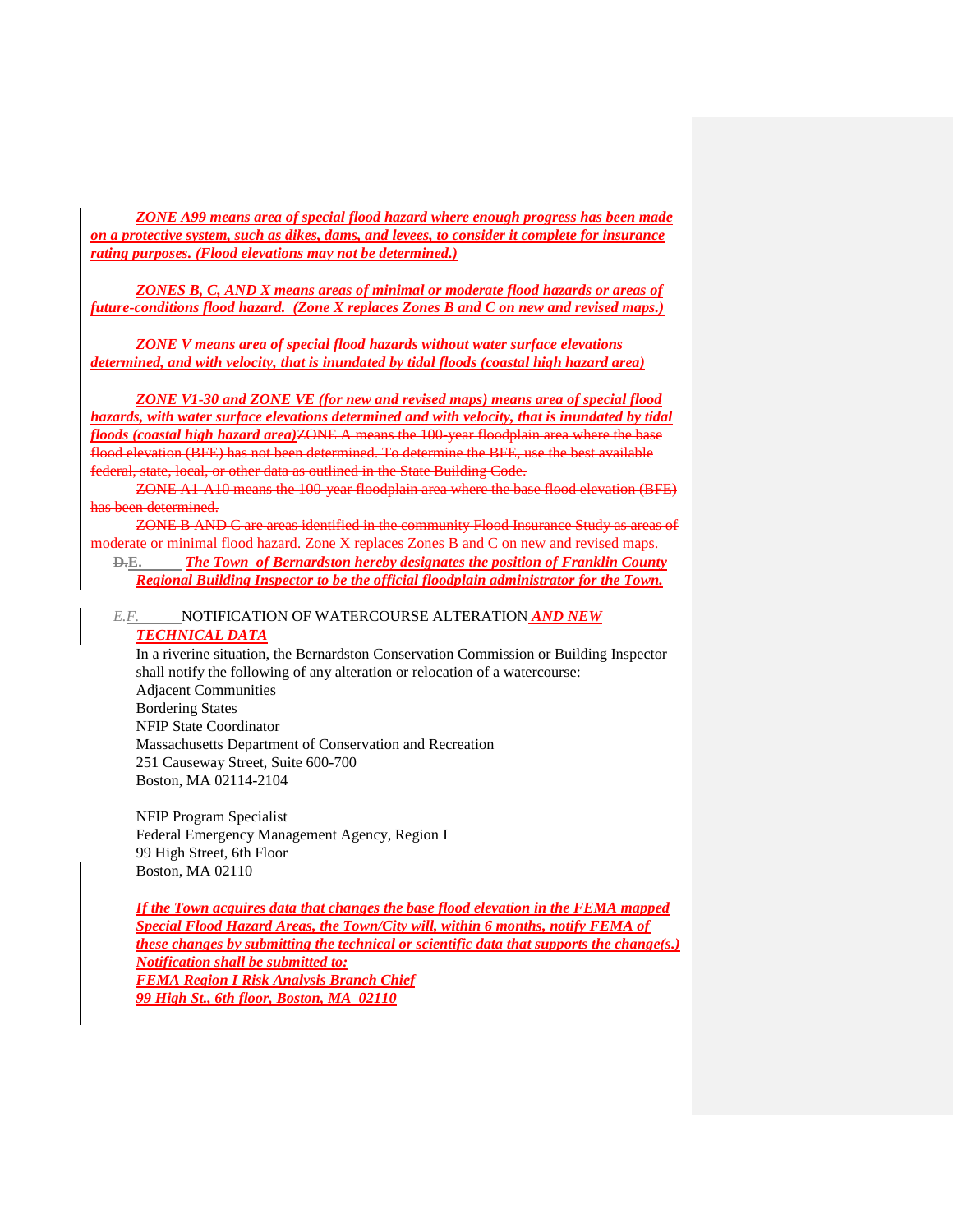***ZONE A99 means area of special flood hazard where enough progress has been made on a protective system, such as dikes, dams, and levees, to consider it complete for insurance rating purposes. (Flood elevations may not be determined.)***

***ZONES B, C, AND X means areas of minimal or moderate flood hazards or areas of future-conditions flood hazard. (Zone X replaces Zones B and C on new and revised maps.)***

***ZONE V means area of special flood hazards without water surface elevations determined, and with velocity, that is inundated by tidal floods (coastal high hazard area)***

***ZONE V1-30 and ZONE VE (for new and revised maps) means area of special flood hazards, with water surface elevations determined and with velocity, that is inundated by tidal floods (coastal high hazard area)***~~ZONE A means the 100-year floodplain area where the base flood elevation (BFE) has not been determined. To determine the BFE, use the best available federal, state, local, or other data as outlined in the State Building Code.~~

~~ZONE A1-A10 means the 100-year floodplain area where the base flood elevation (BFE) has been determined.~~

~~ZONE B AND C are areas identified in the community Flood Insurance Study as areas of moderate or minimal flood hazard. Zone X replaces Zones B and C on new and revised maps.~~

~~D.~~E. ***The Town of Bernardston hereby designates the position of Franklin County Regional Building Inspector to be the official floodplain administrator for the Town.***

~~E.~~F. NOTIFICATION OF WATERCOURSE ALTERATION ***AND NEW TECHNICAL DATA***

In a riverine situation, the Bernardston Conservation Commission or Building Inspector shall notify the following of any alteration or relocation of a watercourse:

Adjacent Communities
Bordering States
NFIP State Coordinator
Massachusetts Department of Conservation and Recreation
251 Causeway Street, Suite 600-700
Boston, MA 02114-2104

NFIP Program Specialist
Federal Emergency Management Agency, Region I
99 High Street, 6th Floor
Boston, MA 02110

***If the Town acquires data that changes the base flood elevation in the FEMA mapped Special Flood Hazard Areas, the Town/City will, within 6 months, notify FEMA of these changes by submitting the technical or scientific data that supports the change(s.) Notification shall be submitted to:***
***FEMA Region I Risk Analysis Branch Chief***
***99 High St., 6th floor, Boston, MA 02110***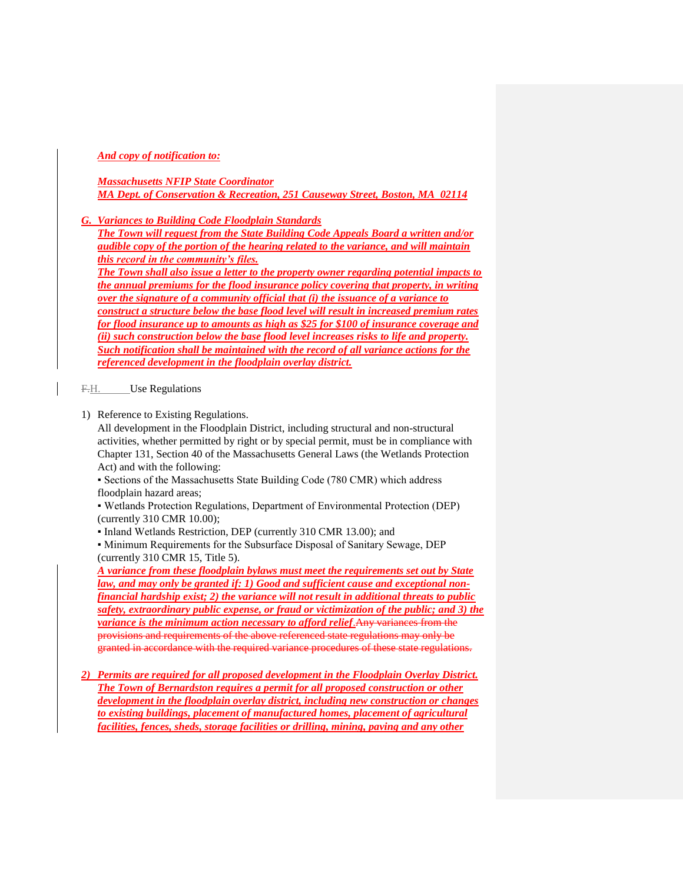***And copy of notification to:***

***Massachusetts NFIP State Coordinator***
***MA Dept. of Conservation & Recreation, 251 Causeway Street, Boston, MA 02114***

***G. Variances to Building Code Floodplain Standards***

***The Town will request from the State Building Code Appeals Board a written and/or audible copy of the portion of the hearing related to the variance, and will maintain this record in the community's files.***

***The Town shall also issue a letter to the property owner regarding potential impacts to the annual premiums for the flood insurance policy covering that property, in writing over the signature of a community official that (i) the issuance of a variance to construct a structure below the base flood level will result in increased premium rates for flood insurance up to amounts as high as $25 for $100 of insurance coverage and (ii) such construction below the base flood level increases risks to life and property. Such notification shall be maintained with the record of all variance actions for the referenced development in the floodplain overlay district.***

~~F.~~H. Use Regulations

1) Reference to Existing Regulations.

All development in the Floodplain District, including structural and non-structural activities, whether permitted by right or by special permit, must be in compliance with Chapter 131, Section 40 of the Massachusetts General Laws (the Wetlands Protection Act) and with the following:

▪ Sections of the Massachusetts State Building Code (780 CMR) which address floodplain hazard areas;

▪ Wetlands Protection Regulations, Department of Environmental Protection (DEP) (currently 310 CMR 10.00);

▪ Inland Wetlands Restriction, DEP (currently 310 CMR 13.00); and

▪ Minimum Requirements for the Subsurface Disposal of Sanitary Sewage, DEP (currently 310 CMR 15, Title 5).

***A variance from these floodplain bylaws must meet the requirements set out by State law, and may only be granted if: 1) Good and sufficient cause and exceptional non-financial hardship exist; 2) the variance will not result in additional threats to public safety, extraordinary public expense, or fraud or victimization of the public; and 3) the variance is the minimum action necessary to afford relief.***~~Any variances from the provisions and requirements of the above referenced state regulations may only be granted in accordance with the required variance procedures of these state regulations.~~

***2) Permits are required for all proposed development in the Floodplain Overlay District. The Town of Bernardston requires a permit for all proposed construction or other development in the floodplain overlay district, including new construction or changes to existing buildings, placement of manufactured homes, placement of agricultural facilities, fences, sheds, storage facilities or drilling, mining, paving and any other***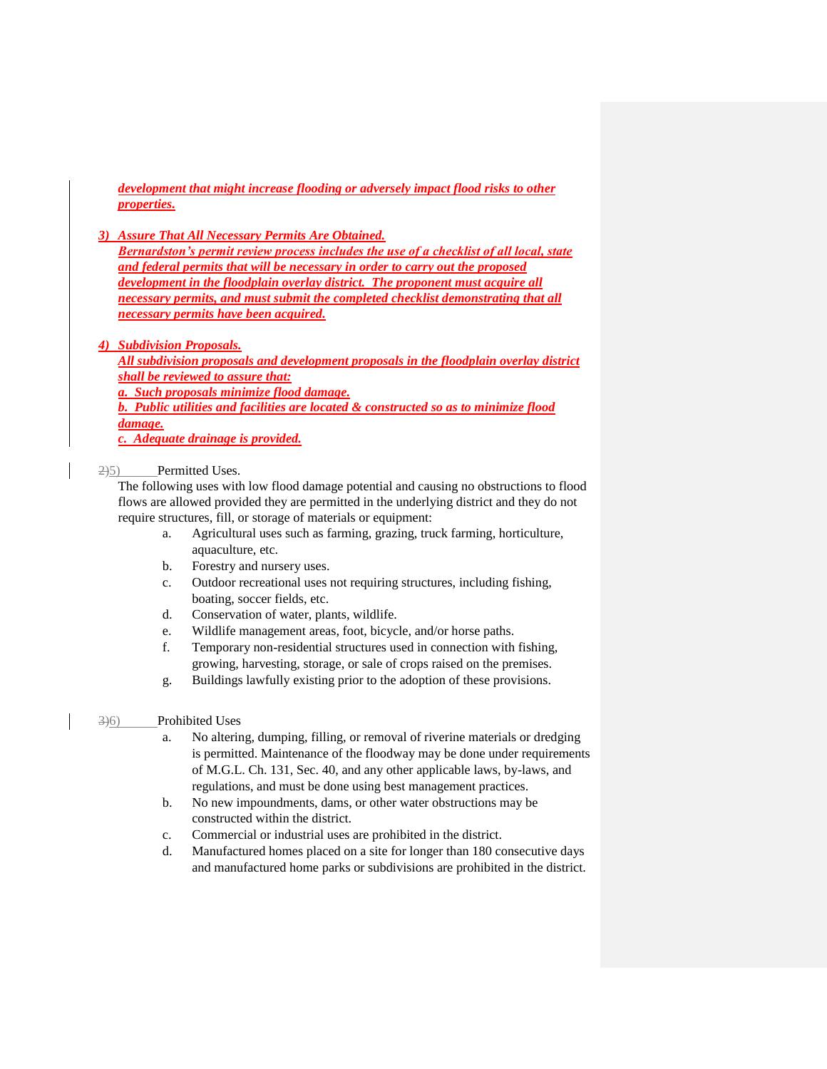***development that might increase flooding or adversely impact flood risks to other properties.***

***3) Assure That All Necessary Permits Are Obtained.***
***Bernardston's permit review process includes the use of a checklist of all local, state and federal permits that will be necessary in order to carry out the proposed development in the floodplain overlay district. The proponent must acquire all necessary permits, and must submit the completed checklist demonstrating that all necessary permits have been acquired.***

***4) Subdivision Proposals.***
***All subdivision proposals and development proposals in the floodplain overlay district shall be reviewed to assure that:***
***a. Such proposals minimize flood damage.***
***b. Public utilities and facilities are located & constructed so as to minimize flood damage.***
***c. Adequate drainage is provided.***

~~2)~~5) Permitted Uses.

The following uses with low flood damage potential and causing no obstructions to flood flows are allowed provided they are permitted in the underlying district and they do not require structures, fill, or storage of materials or equipment:

- a. Agricultural uses such as farming, grazing, truck farming, horticulture, aquaculture, etc.
- b. Forestry and nursery uses.
- c. Outdoor recreational uses not requiring structures, including fishing, boating, soccer fields, etc.
- d. Conservation of water, plants, wildlife.
- e. Wildlife management areas, foot, bicycle, and/or horse paths.
- f. Temporary non-residential structures used in connection with fishing, growing, harvesting, storage, or sale of crops raised on the premises.
- g. Buildings lawfully existing prior to the adoption of these provisions.

~~3)~~6) Prohibited Uses

- a. No altering, dumping, filling, or removal of riverine materials or dredging is permitted. Maintenance of the floodway may be done under requirements of M.G.L. Ch. 131, Sec. 40, and any other applicable laws, by-laws, and regulations, and must be done using best management practices.
- b. No new impoundments, dams, or other water obstructions may be constructed within the district.
- c. Commercial or industrial uses are prohibited in the district.
- d. Manufactured homes placed on a site for longer than 180 consecutive days and manufactured home parks or subdivisions are prohibited in the district.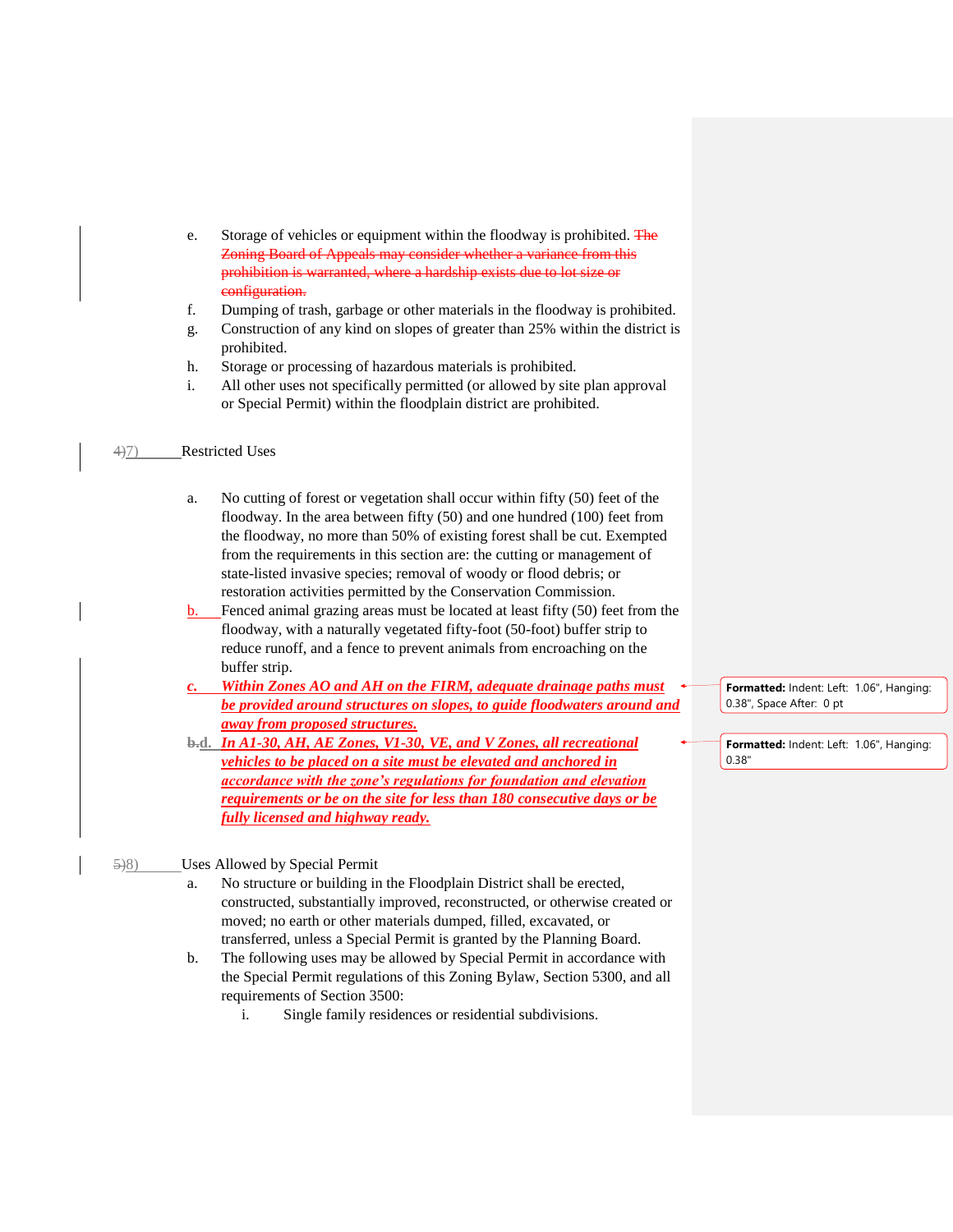e. Storage of vehicles or equipment within the floodway is prohibited. ~~The Zoning Board of Appeals may consider whether a variance from this prohibition is warranted, where a hardship exists due to lot size or configuration.~~
f. Dumping of trash, garbage or other materials in the floodway is prohibited.
g. Construction of any kind on slopes of greater than 25% within the district is prohibited.
h. Storage or processing of hazardous materials is prohibited.
i. All other uses not specifically permitted (or allowed by site plan approval or Special Permit) within the floodplain district are prohibited.

~~4)~~7) Restricted Uses

a. No cutting of forest or vegetation shall occur within fifty (50) feet of the floodway. In the area between fifty (50) and one hundred (100) feet from the floodway, no more than 50% of existing forest shall be cut. Exempted from the requirements in this section are: the cutting or management of state-listed invasive species; removal of woody or flood debris; or restoration activities permitted by the Conservation Commission.
b. Fenced animal grazing areas must be located at least fifty (50) feet from the floodway, with a naturally vegetated fifty-foot (50-foot) buffer strip to reduce runoff, and a fence to prevent animals from encroaching on the buffer strip.
***c. Within Zones AO and AH on the FIRM, adequate drainage paths must be provided around structures on slopes, to guide floodwaters around and away from proposed structures.***
~~b.~~**d.** ***In A1-30, AH, AE Zones, V1-30, VE, and V Zones, all recreational vehicles to be placed on a site must be elevated and anchored in accordance with the zone's regulations for foundation and elevation requirements or be on the site for less than 180 consecutive days or be fully licensed and highway ready.***

~~5)~~8) Uses Allowed by Special Permit

a. No structure or building in the Floodplain District shall be erected, constructed, substantially improved, reconstructed, or otherwise created or moved; no earth or other materials dumped, filled, excavated, or transferred, unless a Special Permit is granted by the Planning Board.
b. The following uses may be allowed by Special Permit in accordance with the Special Permit regulations of this Zoning Bylaw, Section 5300, and all requirements of Section 3500:
    i. Single family residences or residential subdivisions.

**Formatted:** Indent: Left: 1.06", Hanging: 0.38", Space After: 0 pt

**Formatted:** Indent: Left: 1.06", Hanging: 0.38"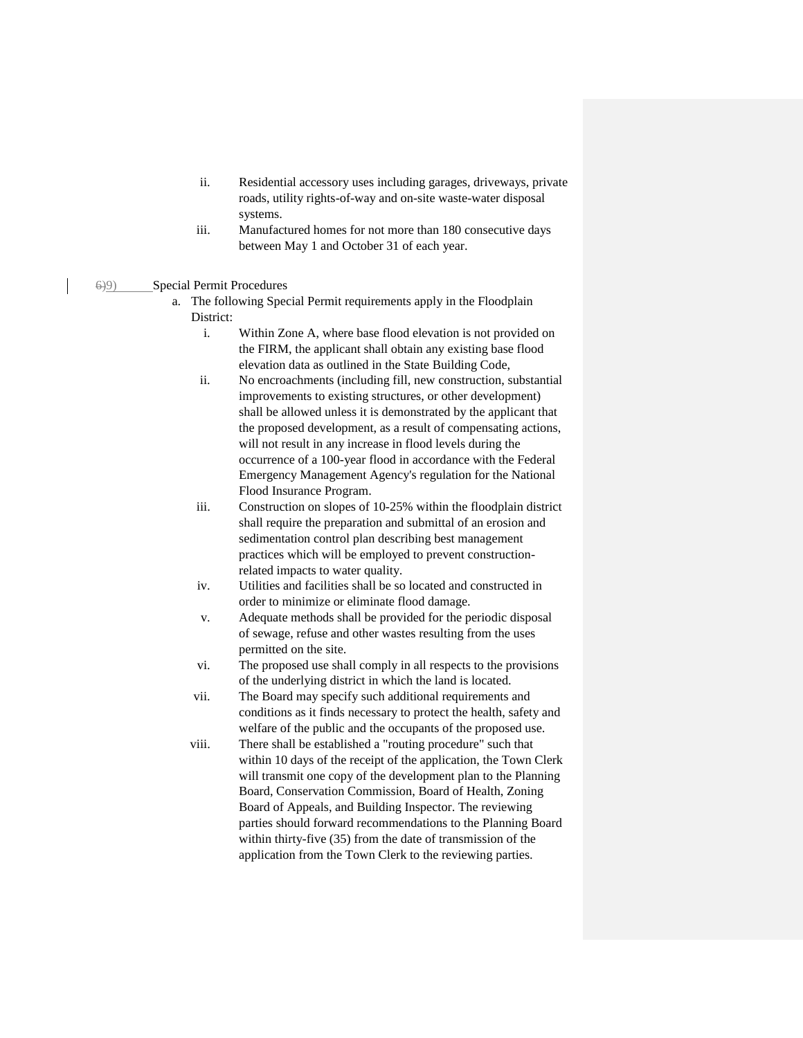ii. Residential accessory uses including garages, driveways, private roads, utility rights-of-way and on-site waste-water disposal systems.

iii. Manufactured homes for not more than 180 consecutive days between May 1 and October 31 of each year.

~~6)~~9) Special Permit Procedures

a. The following Special Permit requirements apply in the Floodplain District:

i. Within Zone A, where base flood elevation is not provided on the FIRM, the applicant shall obtain any existing base flood elevation data as outlined in the State Building Code,

ii. No encroachments (including fill, new construction, substantial improvements to existing structures, or other development) shall be allowed unless it is demonstrated by the applicant that the proposed development, as a result of compensating actions, will not result in any increase in flood levels during the occurrence of a 100-year flood in accordance with the Federal Emergency Management Agency's regulation for the National Flood Insurance Program.

iii. Construction on slopes of 10-25% within the floodplain district shall require the preparation and submittal of an erosion and sedimentation control plan describing best management practices which will be employed to prevent construction-related impacts to water quality.

iv. Utilities and facilities shall be so located and constructed in order to minimize or eliminate flood damage.

v. Adequate methods shall be provided for the periodic disposal of sewage, refuse and other wastes resulting from the uses permitted on the site.

vi. The proposed use shall comply in all respects to the provisions of the underlying district in which the land is located.

vii. The Board may specify such additional requirements and conditions as it finds necessary to protect the health, safety and welfare of the public and the occupants of the proposed use.

viii. There shall be established a "routing procedure" such that within 10 days of the receipt of the application, the Town Clerk will transmit one copy of the development plan to the Planning Board, Conservation Commission, Board of Health, Zoning Board of Appeals, and Building Inspector. The reviewing parties should forward recommendations to the Planning Board within thirty-five (35) from the date of transmission of the application from the Town Clerk to the reviewing parties.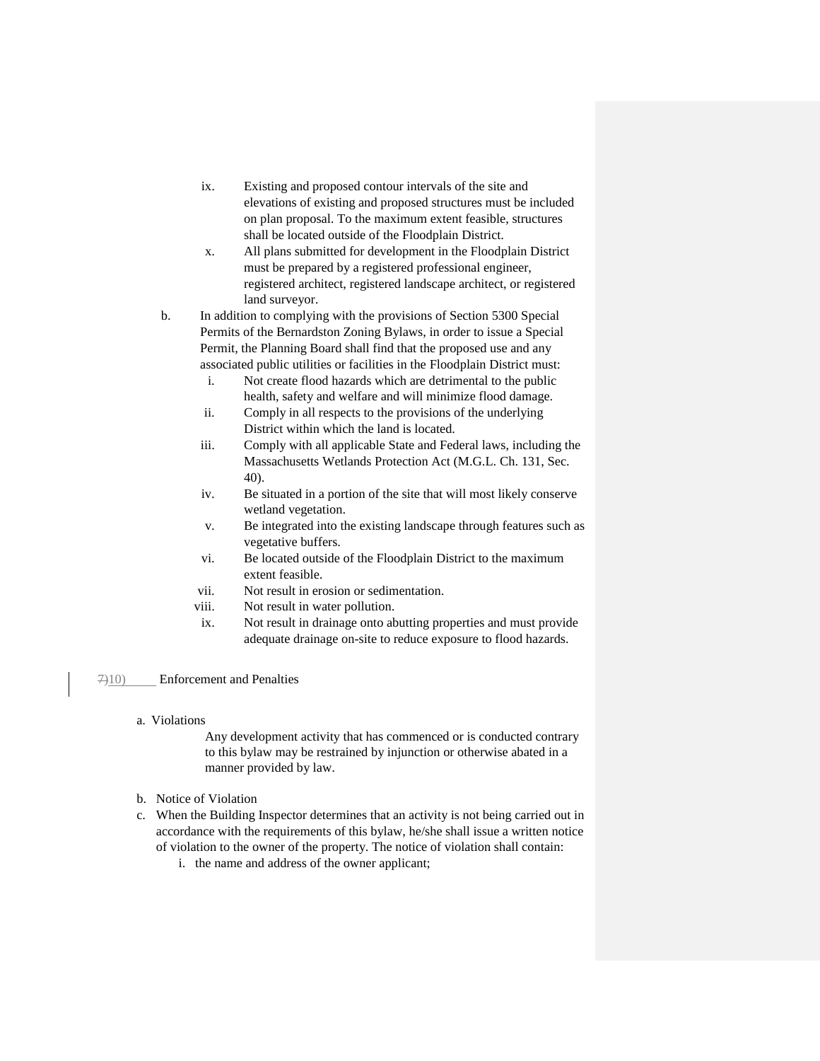ix. Existing and proposed contour intervals of the site and elevations of existing and proposed structures must be included on plan proposal. To the maximum extent feasible, structures shall be located outside of the Floodplain District.

x. All plans submitted for development in the Floodplain District must be prepared by a registered professional engineer, registered architect, registered landscape architect, or registered land surveyor.

b. In addition to complying with the provisions of Section 5300 Special Permits of the Bernardston Zoning Bylaws, in order to issue a Special Permit, the Planning Board shall find that the proposed use and any associated public utilities or facilities in the Floodplain District must:

   i. Not create flood hazards which are detrimental to the public health, safety and welfare and will minimize flood damage.
   ii. Comply in all respects to the provisions of the underlying District within which the land is located.
   iii. Comply with all applicable State and Federal laws, including the Massachusetts Wetlands Protection Act (M.G.L. Ch. 131, Sec. 40).
   iv. Be situated in a portion of the site that will most likely conserve wetland vegetation.
   v. Be integrated into the existing landscape through features such as vegetative buffers.
   vi. Be located outside of the Floodplain District to the maximum extent feasible.
   vii. Not result in erosion or sedimentation.
   viii. Not result in water pollution.
   ix. Not result in drainage onto abutting properties and must provide adequate drainage on-site to reduce exposure to flood hazards.

~~7)~~10) Enforcement and Penalties

a. Violations

   Any development activity that has commenced or is conducted contrary to this bylaw may be restrained by injunction or otherwise abated in a manner provided by law.

b. Notice of Violation

c. When the Building Inspector determines that an activity is not being carried out in accordance with the requirements of this bylaw, he/she shall issue a written notice of violation to the owner of the property. The notice of violation shall contain:

   i. the name and address of the owner applicant;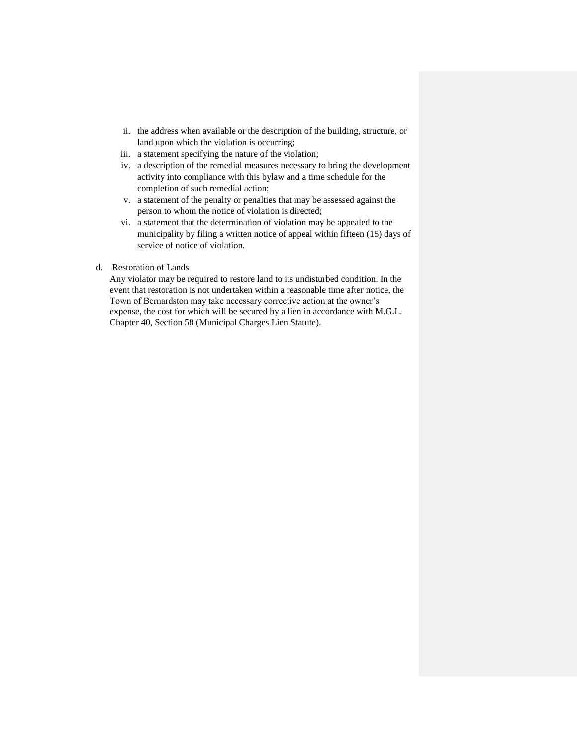ii. the address when available or the description of the building, structure, or land upon which the violation is occurring;
iii. a statement specifying the nature of the violation;
iv. a description of the remedial measures necessary to bring the development activity into compliance with this bylaw and a time schedule for the completion of such remedial action;
v. a statement of the penalty or penalties that may be assessed against the person to whom the notice of violation is directed;
vi. a statement that the determination of violation may be appealed to the municipality by filing a written notice of appeal within fifteen (15) days of service of notice of violation.

d. Restoration of Lands
Any violator may be required to restore land to its undisturbed condition. In the event that restoration is not undertaken within a reasonable time after notice, the Town of Bernardston may take necessary corrective action at the owner's expense, the cost for which will be secured by a lien in accordance with M.G.L. Chapter 40, Section 58 (Municipal Charges Lien Statute).